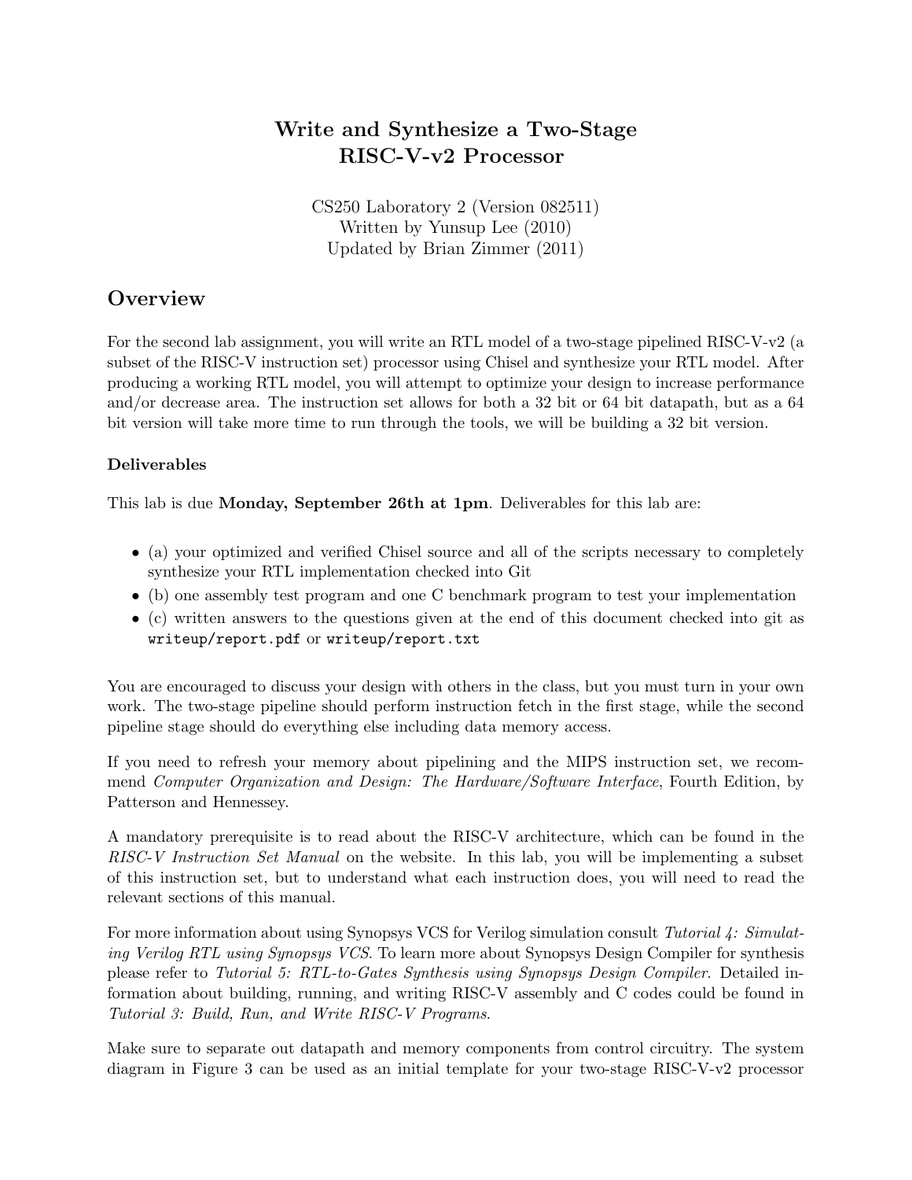# Write and Synthesize a Two-Stage RISC-V-v2 Processor

CS250 Laboratory 2 (Version 082511)
Written by Yunsup Lee (2010)
Updated by Brian Zimmer (2011)

## Overview

For the second lab assignment, you will write an RTL model of a two-stage pipelined RISC-V-v2 (a subset of the RISC-V instruction set) processor using Chisel and synthesize your RTL model. After producing a working RTL model, you will attempt to optimize your design to increase performance and/or decrease area. The instruction set allows for both a 32 bit or 64 bit datapath, but as a 64 bit version will take more time to run through the tools, we will be building a 32 bit version.

### Deliverables

This lab is due **Monday, September 26th at 1pm**. Deliverables for this lab are:

- (a) your optimized and verified Chisel source and all of the scripts necessary to completely synthesize your RTL implementation checked into Git
- (b) one assembly test program and one C benchmark program to test your implementation
- (c) written answers to the questions given at the end of this document checked into git as `writeup/report.pdf` or `writeup/report.txt`

You are encouraged to discuss your design with others in the class, but you must turn in your own work. The two-stage pipeline should perform instruction fetch in the first stage, while the second pipeline stage should do everything else including data memory access.

If you need to refresh your memory about pipelining and the MIPS instruction set, we recommend *Computer Organization and Design: The Hardware/Software Interface*, Fourth Edition, by Patterson and Hennessey.

A mandatory prerequisite is to read about the RISC-V architecture, which can be found in the *RISC-V Instruction Set Manual* on the website. In this lab, you will be implementing a subset of this instruction set, but to understand what each instruction does, you will need to read the relevant sections of this manual.

For more information about using Synopsys VCS for Verilog simulation consult *Tutorial 4: Simulating Verilog RTL using Synopsys VCS*. To learn more about Synopsys Design Compiler for synthesis please refer to *Tutorial 5: RTL-to-Gates Synthesis using Synopsys Design Compiler*. Detailed information about building, running, and writing RISC-V assembly and C codes could be found in *Tutorial 3: Build, Run, and Write RISC-V Programs*.

Make sure to separate out datapath and memory components from control circuitry. The system diagram in Figure 3 can be used as an initial template for your two-stage RISC-V-v2 processor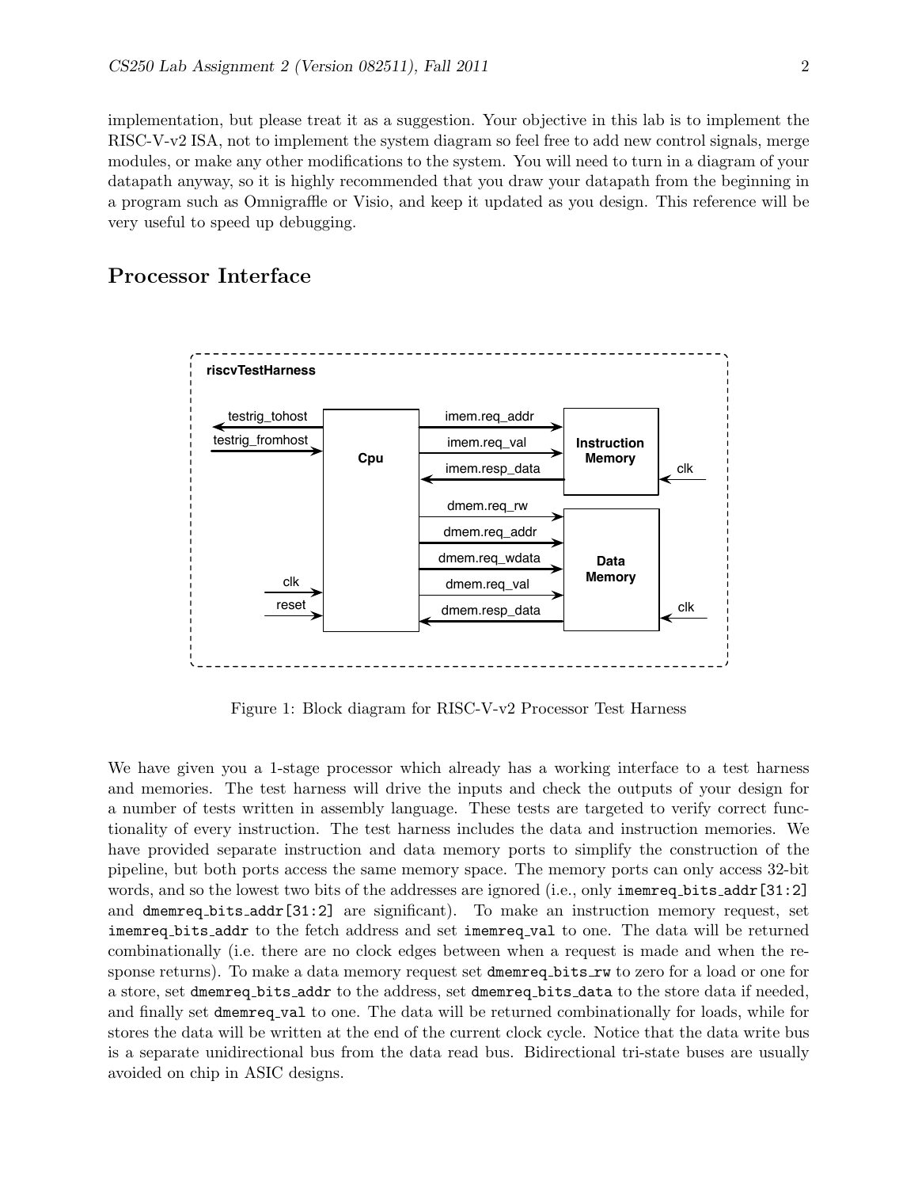implementation, but please treat it as a suggestion. Your objective in this lab is to implement the RISC-V-v2 ISA, not to implement the system diagram so feel free to add new control signals, merge modules, or make any other modifications to the system. You will need to turn in a diagram of your datapath anyway, so it is highly recommended that you draw your datapath from the beginning in a program such as Omnigraffle or Visio, and keep it updated as you design. This reference will be very useful to speed up debugging.

## Processor Interface

Figure 1: Block diagram for RISC-V-v2 Processor Test Harness

We have given you a 1-stage processor which already has a working interface to a test harness and memories. The test harness will drive the inputs and check the outputs of your design for a number of tests written in assembly language. These tests are targeted to verify correct functionality of every instruction. The test harness includes the data and instruction memories. We have provided separate instruction and data memory ports to simplify the construction of the pipeline, but both ports access the same memory space. The memory ports can only access 32-bit words, and so the lowest two bits of the addresses are ignored (i.e., only `imemreq_bits_addr[31:2]` and `dmemreq_bits_addr[31:2]` are significant). To make an instruction memory request, set `imemreq_bits_addr` to the fetch address and set `imemreq_val` to one. The data will be returned combinationally (i.e. there are no clock edges between when a request is made and when the response returns). To make a data memory request set `dmemreq_bits_rw` to zero for a load or one for a store, set `dmemreq_bits_addr` to the address, set `dmemreq_bits_data` to the store data if needed, and finally set `dmemreq_val` to one. The data will be returned combinationally for loads, while for stores the data will be written at the end of the current clock cycle. Notice that the data write bus is a separate unidirectional bus from the data read bus. Bidirectional tri-state buses are usually avoided on chip in ASIC designs.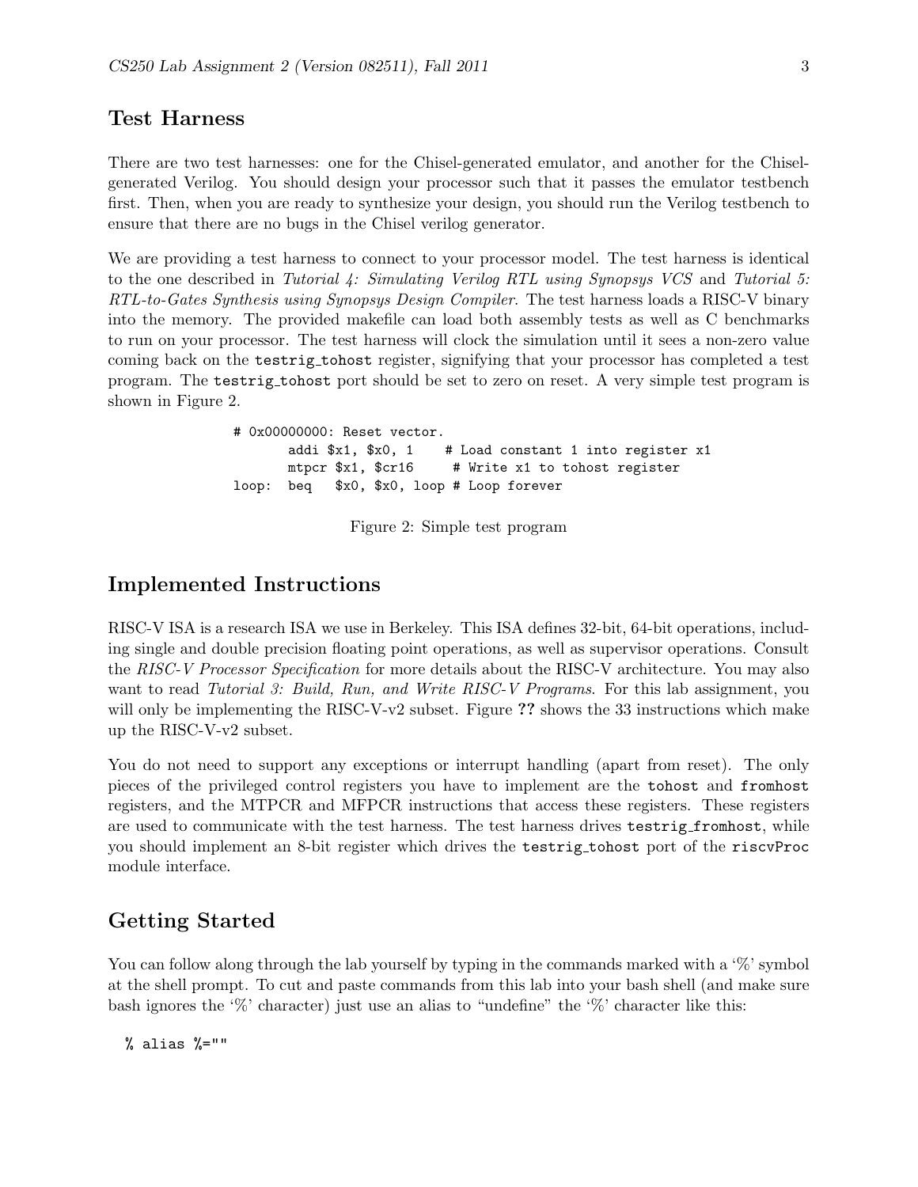## Test Harness

There are two test harnesses: one for the Chisel-generated emulator, and another for the Chisel-generated Verilog. You should design your processor such that it passes the emulator testbench first. Then, when you are ready to synthesize your design, you should run the Verilog testbench to ensure that there are no bugs in the Chisel verilog generator.

We are providing a test harness to connect to your processor model. The test harness is identical to the one described in *Tutorial 4: Simulating Verilog RTL using Synopsys VCS* and *Tutorial 5: RTL-to-Gates Synthesis using Synopsys Design Compiler*. The test harness loads a RISC-V binary into the memory. The provided makefile can load both assembly tests as well as C benchmarks to run on your processor. The test harness will clock the simulation until it sees a non-zero value coming back on the `testrig_tohost` register, signifying that your processor has completed a test program. The `testrig_tohost` port should be set to zero on reset. A very simple test program is shown in Figure 2.

```
# 0x00000000: Reset vector.
       addi $x1, $x0, 1    # Load constant 1 into register x1
       mtpcr $x1, $cr16     # Write x1 to tohost register
loop:  beq   $x0, $x0, loop # Loop forever
```

Figure 2: Simple test program

## Implemented Instructions

RISC-V ISA is a research ISA we use in Berkeley. This ISA defines 32-bit, 64-bit operations, including single and double precision floating point operations, as well as supervisor operations. Consult the *RISC-V Processor Specification* for more details about the RISC-V architecture. You may also want to read *Tutorial 3: Build, Run, and Write RISC-V Programs*. For this lab assignment, you will only be implementing the RISC-V-v2 subset. Figure **??** shows the 33 instructions which make up the RISC-V-v2 subset.

You do not need to support any exceptions or interrupt handling (apart from reset). The only pieces of the privileged control registers you have to implement are the `tohost` and `fromhost` registers, and the MTPCR and MFPCR instructions that access these registers. These registers are used to communicate with the test harness. The test harness drives `testrig_fromhost`, while you should implement an 8-bit register which drives the `testrig_tohost` port of the `riscvProc` module interface.

## Getting Started

You can follow along through the lab yourself by typing in the commands marked with a '%' symbol at the shell prompt. To cut and paste commands from this lab into your bash shell (and make sure bash ignores the '%' character) just use an alias to "undefine" the '%' character like this:

```
% alias %=""
```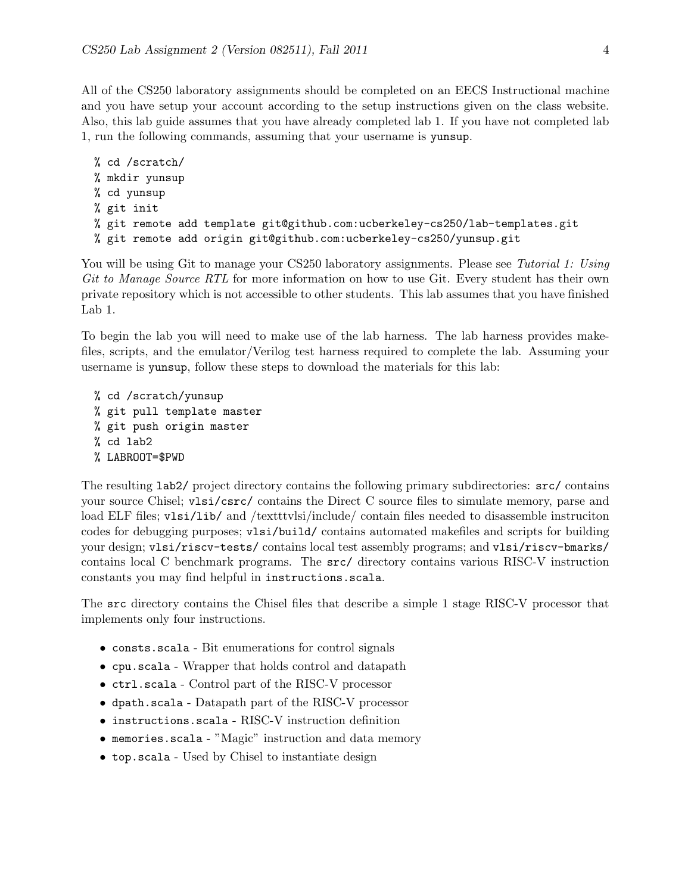All of the CS250 laboratory assignments should be completed on an EECS Instructional machine and you have setup your account according to the setup instructions given on the class website. Also, this lab guide assumes that you have already completed lab 1. If you have not completed lab 1, run the following commands, assuming that your username is `yunsup`.

```
% cd /scratch/
% mkdir yunsup
% cd yunsup
% git init
% git remote add template git@github.com:ucberkeley-cs250/lab-templates.git
% git remote add origin git@github.com:ucberkeley-cs250/yunsup.git
```

You will be using Git to manage your CS250 laboratory assignments. Please see *Tutorial 1: Using Git to Manage Source RTL* for more information on how to use Git. Every student has their own private repository which is not accessible to other students. This lab assumes that you have finished Lab 1.

To begin the lab you will need to make use of the lab harness. The lab harness provides makefiles, scripts, and the emulator/Verilog test harness required to complete the lab. Assuming your username is `yunsup`, follow these steps to download the materials for this lab:

```
% cd /scratch/yunsup
% git pull template master
% git push origin master
% cd lab2
% LABROOT=$PWD
```

The resulting `lab2/` project directory contains the following primary subdirectories: `src/` contains your source Chisel; `vlsi/csrc/` contains the Direct C source files to simulate memory, parse and load ELF files; `vlsi/lib/` and /texttvlsi/include/ contain files needed to disassemble instruciton codes for debugging purposes; `vlsi/build/` contains automated makefiles and scripts for building your design; `vlsi/riscv-tests/` contains local test assembly programs; and `vlsi/riscv-bmarks/` contains local C benchmark programs. The `src/` directory contains various RISC-V instruction constants you may find helpful in `instructions.scala`.

The `src` directory contains the Chisel files that describe a simple 1 stage RISC-V processor that implements only four instructions.

- `consts.scala` - Bit enumerations for control signals
- `cpu.scala` - Wrapper that holds control and datapath
- `ctrl.scala` - Control part of the RISC-V processor
- `dpath.scala` - Datapath part of the RISC-V processor
- `instructions.scala` - RISC-V instruction definition
- `memories.scala` - "Magic" instruction and data memory
- `top.scala` - Used by Chisel to instantiate design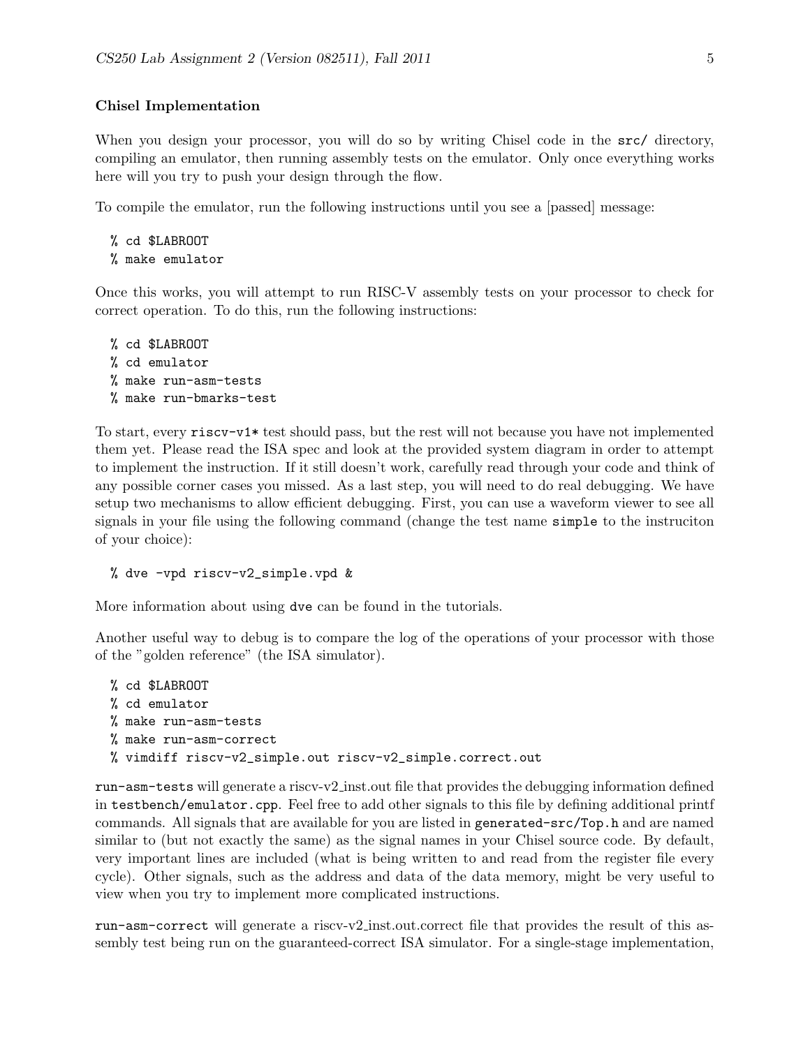### Chisel Implementation

When you design your processor, you will do so by writing Chisel code in the `src/` directory, compiling an emulator, then running assembly tests on the emulator. Only once everything works here will you try to push your design through the flow.

To compile the emulator, run the following instructions until you see a [passed] message:

```
% cd $LABROOT
% make emulator
```

Once this works, you will attempt to run RISC-V assembly tests on your processor to check for correct operation. To do this, run the following instructions:

```
% cd $LABROOT
% cd emulator
% make run-asm-tests
% make run-bmarks-test
```

To start, every `riscv-v1*` test should pass, but the rest will not because you have not implemented them yet. Please read the ISA spec and look at the provided system diagram in order to attempt to implement the instruction. If it still doesn't work, carefully read through your code and think of any possible corner cases you missed. As a last step, you will need to do real debugging. We have setup two mechanisms to allow efficient debugging. First, you can use a waveform viewer to see all signals in your file using the following command (change the test name `simple` to the instruciton of your choice):

```
% dve -vpd riscv-v2_simple.vpd &
```

More information about using `dve` can be found in the tutorials.

Another useful way to debug is to compare the log of the operations of your processor with those of the "golden reference" (the ISA simulator).

```
% cd $LABROOT
% cd emulator
% make run-asm-tests
% make run-asm-correct
% vimdiff riscv-v2_simple.out riscv-v2_simple.correct.out
```

`run-asm-tests` will generate a riscv-v2_inst.out file that provides the debugging information defined in `testbench/emulator.cpp`. Feel free to add other signals to this file by defining additional printf commands. All signals that are available for you are listed in `generated-src/Top.h` and are named similar to (but not exactly the same) as the signal names in your Chisel source code. By default, very important lines are included (what is being written to and read from the register file every cycle). Other signals, such as the address and data of the data memory, might be very useful to view when you try to implement more complicated instructions.

`run-asm-correct` will generate a riscv-v2_inst.out.correct file that provides the result of this assembly test being run on the guaranteed-correct ISA simulator. For a single-stage implementation,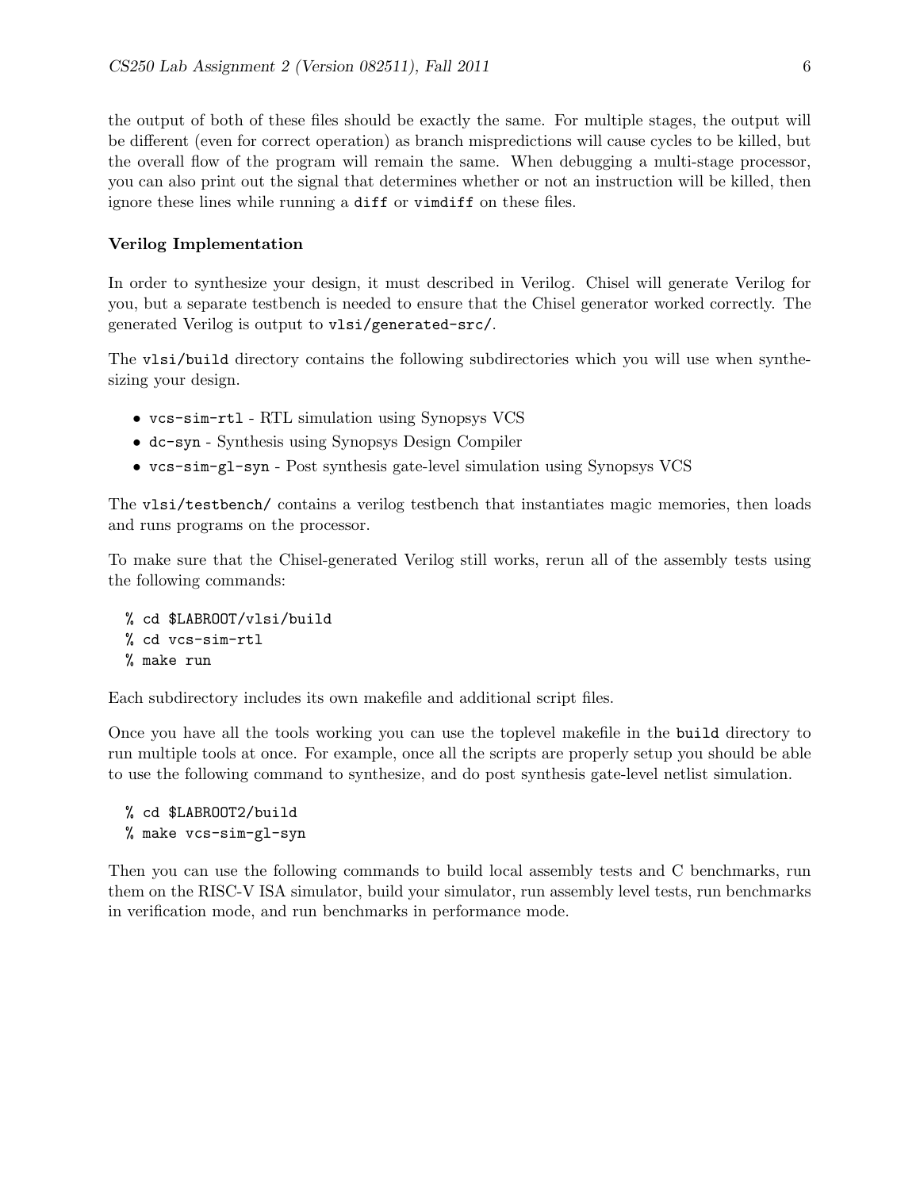the output of both of these files should be exactly the same. For multiple stages, the output will be different (even for correct operation) as branch mispredictions will cause cycles to be killed, but the overall flow of the program will remain the same. When debugging a multi-stage processor, you can also print out the signal that determines whether or not an instruction will be killed, then ignore these lines while running a `diff` or `vimdiff` on these files.

### Verilog Implementation

In order to synthesize your design, it must described in Verilog. Chisel will generate Verilog for you, but a separate testbench is needed to ensure that the Chisel generator worked correctly. The generated Verilog is output to `vlsi/generated-src/`.

The `vlsi/build` directory contains the following subdirectories which you will use when synthesizing your design.

- `vcs-sim-rtl` - RTL simulation using Synopsys VCS
- `dc-syn` - Synthesis using Synopsys Design Compiler
- `vcs-sim-gl-syn` - Post synthesis gate-level simulation using Synopsys VCS

The `vlsi/testbench/` contains a verilog testbench that instantiates magic memories, then loads and runs programs on the processor.

To make sure that the Chisel-generated Verilog still works, rerun all of the assembly tests using the following commands:

```
% cd $LABROOT/vlsi/build
% cd vcs-sim-rtl
% make run
```

Each subdirectory includes its own makefile and additional script files.

Once you have all the tools working you can use the toplevel makefile in the `build` directory to run multiple tools at once. For example, once all the scripts are properly setup you should be able to use the following command to synthesize, and do post synthesis gate-level netlist simulation.

```
% cd $LABROOT2/build
% make vcs-sim-gl-syn
```

Then you can use the following commands to build local assembly tests and C benchmarks, run them on the RISC-V ISA simulator, build your simulator, run assembly level tests, run benchmarks in verification mode, and run benchmarks in performance mode.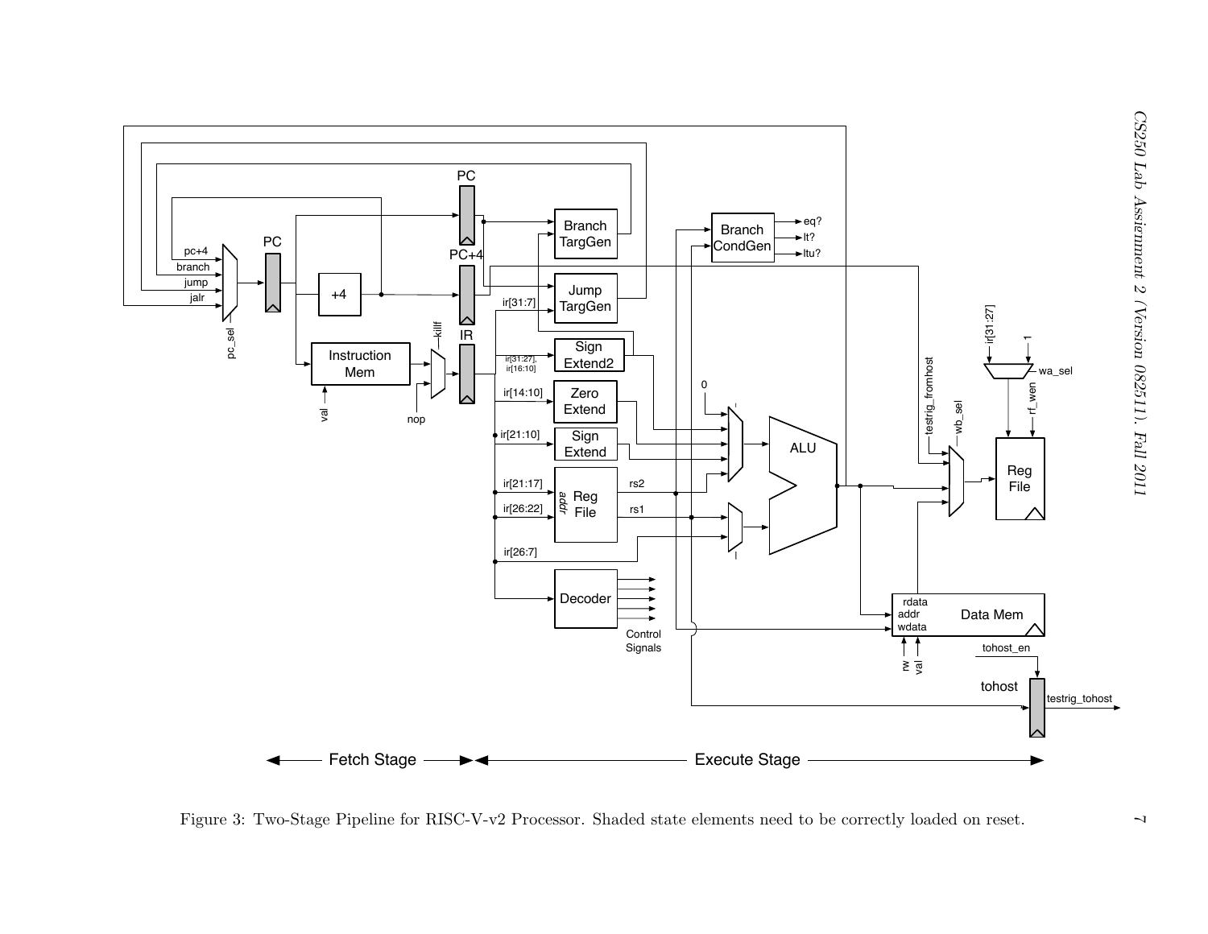Figure 3: Two-Stage Pipeline for RISC-V-v2 Processor. Shaded state elements need to be correctly loaded on reset.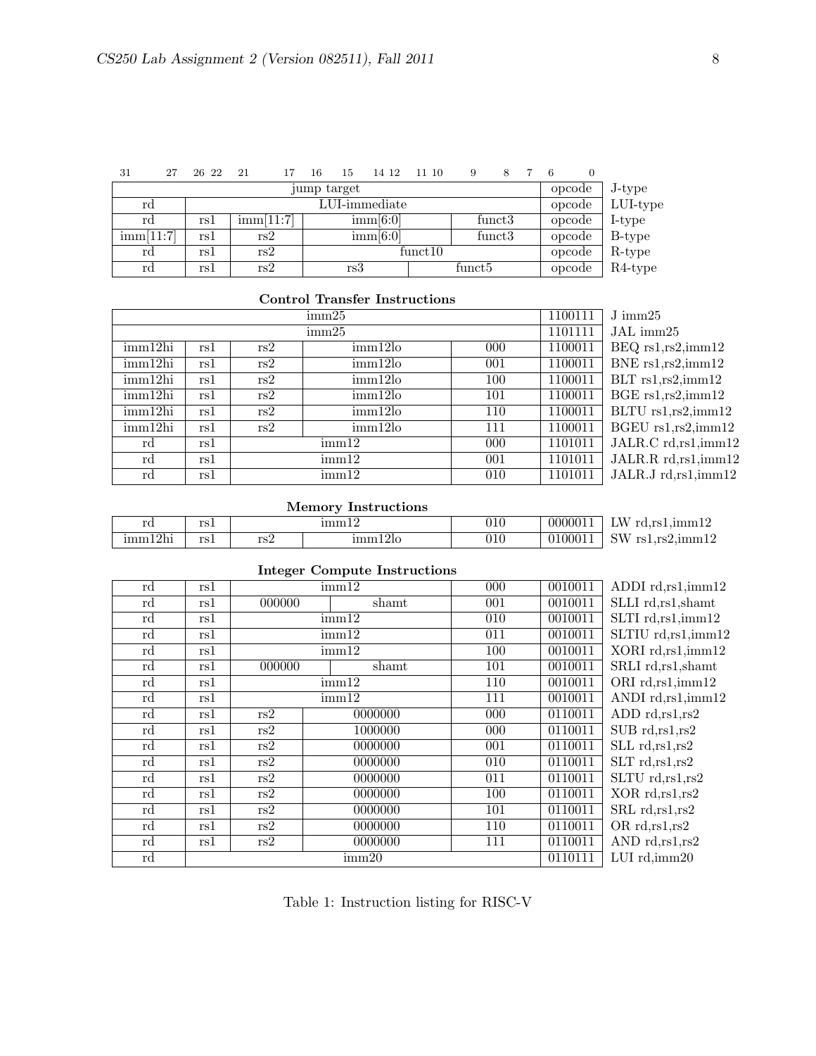| 31 27 | 26 22 | 21 17 | 16 15 14 12 | 11 10 9 8 7 | 6 0 | |
|---|---|---|---|---|---|---|
| jump target | | | | | opcode | J-type |
| rd | LUI-immediate | | | | opcode | LUI-type |
| rd | rs1 | imm[11:7] | imm[6:0] | funct3 | opcode | I-type |
| imm[11:7] | rs1 | rs2 | imm[6:0] | funct3 | opcode | B-type |
| rd | rs1 | rs2 | funct10 | | opcode | R-type |
| rd | rs1 | rs2 | rs3 | funct5 | opcode | R4-type |

**Control Transfer Instructions**

| | | | | | | |
|---|---|---|---|---|---|---|
| imm25 | | | | | 1100111 | J imm25 |
| imm25 | | | | | 1101111 | JAL imm25 |
| imm12hi | rs1 | rs2 | imm12lo | 000 | 1100011 | BEQ rs1,rs2,imm12 |
| imm12hi | rs1 | rs2 | imm12lo | 001 | 1100011 | BNE rs1,rs2,imm12 |
| imm12hi | rs1 | rs2 | imm12lo | 100 | 1100011 | BLT rs1,rs2,imm12 |
| imm12hi | rs1 | rs2 | imm12lo | 101 | 1100011 | BGE rs1,rs2,imm12 |
| imm12hi | rs1 | rs2 | imm12lo | 110 | 1100011 | BLTU rs1,rs2,imm12 |
| imm12hi | rs1 | rs2 | imm12lo | 111 | 1100011 | BGEU rs1,rs2,imm12 |
| rd | rs1 | imm12 | | 000 | 1101011 | JALR.C rd,rs1,imm12 |
| rd | rs1 | imm12 | | 001 | 1101011 | JALR.R rd,rs1,imm12 |
| rd | rs1 | imm12 | | 010 | 1101011 | JALR.J rd,rs1,imm12 |

**Memory Instructions**

| | | | | | | |
|---|---|---|---|---|---|---|
| rd | rs1 | imm12 | | 010 | 0000011 | LW rd,rs1,imm12 |
| imm12hi | rs1 | rs2 | imm12lo | 010 | 0100011 | SW rs1,rs2,imm12 |

**Integer Compute Instructions**

| | | | | | | |
|---|---|---|---|---|---|---|
| rd | rs1 | imm12 | | 000 | 0010011 | ADDI rd,rs1,imm12 |
| rd | rs1 | 000000 | shamt | 001 | 0010011 | SLLI rd,rs1,shamt |
| rd | rs1 | imm12 | | 010 | 0010011 | SLTI rd,rs1,imm12 |
| rd | rs1 | imm12 | | 011 | 0010011 | SLTIU rd,rs1,imm12 |
| rd | rs1 | imm12 | | 100 | 0010011 | XORI rd,rs1,imm12 |
| rd | rs1 | 000000 | shamt | 101 | 0010011 | SRLI rd,rs1,shamt |
| rd | rs1 | imm12 | | 110 | 0010011 | ORI rd,rs1,imm12 |
| rd | rs1 | imm12 | | 111 | 0010011 | ANDI rd,rs1,imm12 |
| rd | rs1 | rs2 | 0000000 | 000 | 0110011 | ADD rd,rs1,rs2 |
| rd | rs1 | rs2 | 1000000 | 000 | 0110011 | SUB rd,rs1,rs2 |
| rd | rs1 | rs2 | 0000000 | 001 | 0110011 | SLL rd,rs1,rs2 |
| rd | rs1 | rs2 | 0000000 | 010 | 0110011 | SLT rd,rs1,rs2 |
| rd | rs1 | rs2 | 0000000 | 011 | 0110011 | SLTU rd,rs1,rs2 |
| rd | rs1 | rs2 | 0000000 | 100 | 0110011 | XOR rd,rs1,rs2 |
| rd | rs1 | rs2 | 0000000 | 101 | 0110011 | SRL rd,rs1,rs2 |
| rd | rs1 | rs2 | 0000000 | 110 | 0110011 | OR rd,rs1,rs2 |
| rd | rs1 | rs2 | 0000000 | 111 | 0110011 | AND rd,rs1,rs2 |
| rd | imm20 | | | | 0110111 | LUI rd,imm20 |

Table 1: Instruction listing for RISC-V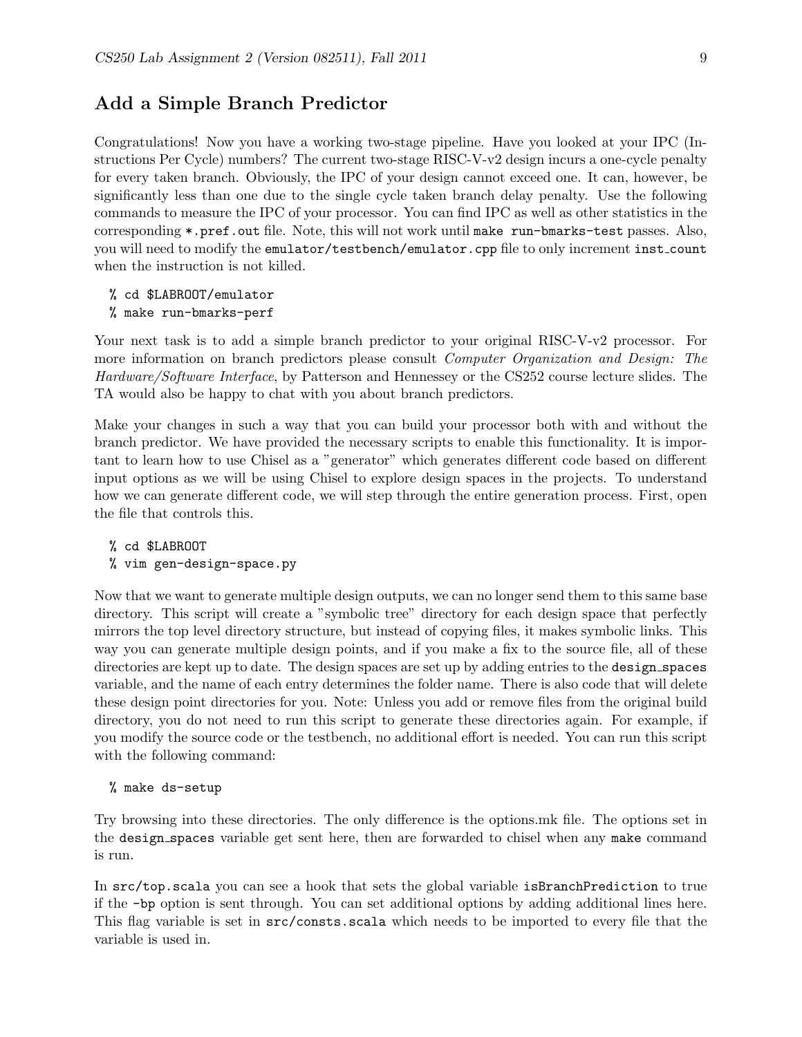## Add a Simple Branch Predictor

Congratulations! Now you have a working two-stage pipeline. Have you looked at your IPC (Instructions Per Cycle) numbers? The current two-stage RISC-V-v2 design incurs a one-cycle penalty for every taken branch. Obviously, the IPC of your design cannot exceed one. It can, however, be significantly less than one due to the single cycle taken branch delay penalty. Use the following commands to measure the IPC of your processor. You can find IPC as well as other statistics in the corresponding `*.pref.out` file. Note, this will not work until `make run-bmarks-test` passes. Also, you will need to modify the `emulator/testbench/emulator.cpp` file to only increment `inst_count` when the instruction is not killed.

```
% cd $LABROOT/emulator
% make run-bmarks-perf
```

Your next task is to add a simple branch predictor to your original RISC-V-v2 processor. For more information on branch predictors please consult *Computer Organization and Design: The Hardware/Software Interface*, by Patterson and Hennessey or the CS252 course lecture slides. The TA would also be happy to chat with you about branch predictors.

Make your changes in such a way that you can build your processor both with and without the branch predictor. We have provided the necessary scripts to enable this functionality. It is important to learn how to use Chisel as a "generator" which generates different code based on different input options as we will be using Chisel to explore design spaces in the projects. To understand how we can generate different code, we will step through the entire generation process. First, open the file that controls this.

```
% cd $LABROOT
% vim gen-design-space.py
```

Now that we want to generate multiple design outputs, we can no longer send them to this same base directory. This script will create a "symbolic tree" directory for each design space that perfectly mirrors the top level directory structure, but instead of copying files, it makes symbolic links. This way you can generate multiple design points, and if you make a fix to the source file, all of these directories are kept up to date. The design spaces are set up by adding entries to the `design_spaces` variable, and the name of each entry determines the folder name. There is also code that will delete these design point directories for you. Note: Unless you add or remove files from the original build directory, you do not need to run this script to generate these directories again. For example, if you modify the source code or the testbench, no additional effort is needed. You can run this script with the following command:

```
% make ds-setup
```

Try browsing into these directories. The only difference is the options.mk file. The options set in the `design_spaces` variable get sent here, then are forwarded to chisel when any `make` command is run.

In `src/top.scala` you can see a hook that sets the global variable `isBranchPrediction` to true if the `-bp` option is sent through. You can set additional options by adding additional lines here. This flag variable is set in `src/consts.scala` which needs to be imported to every file that the variable is used in.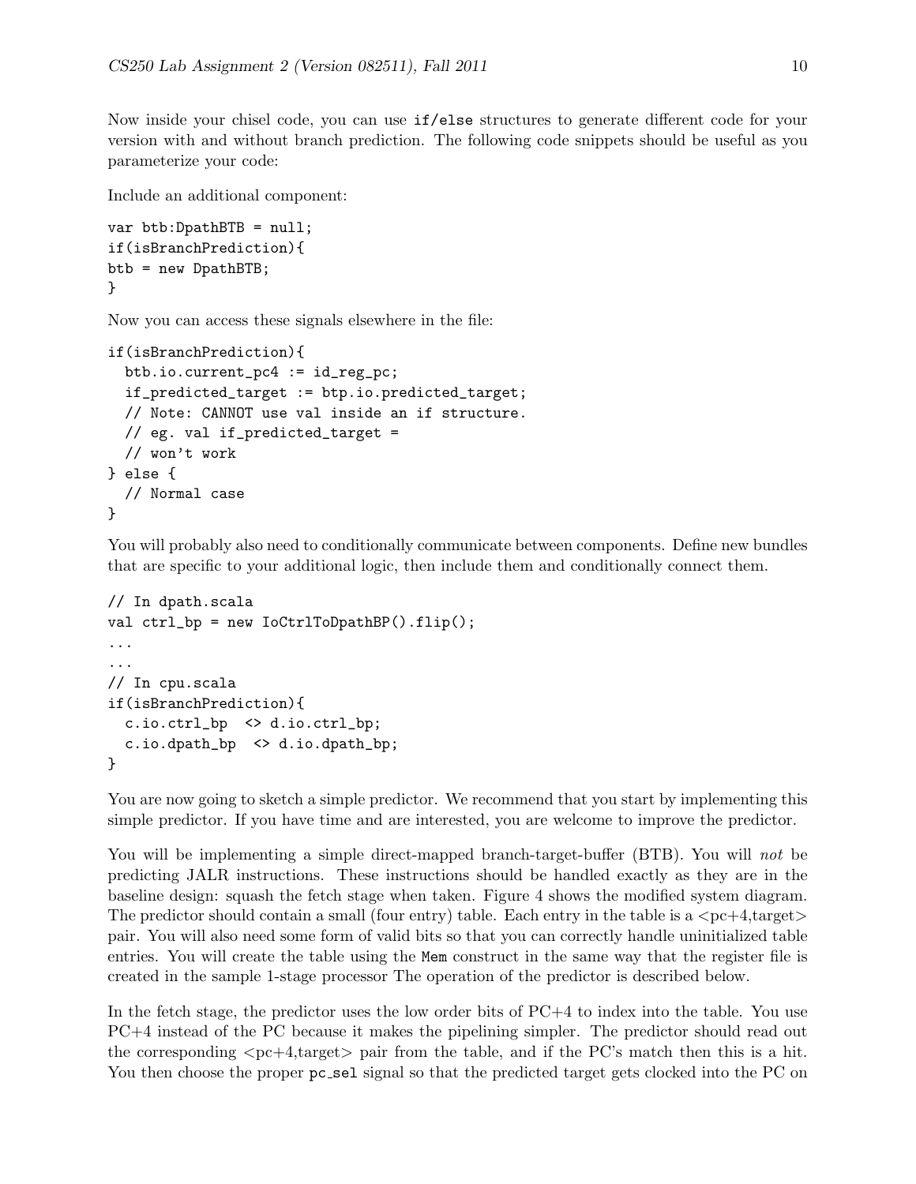Now inside your chisel code, you can use `if/else` structures to generate different code for your version with and without branch prediction. The following code snippets should be useful as you parameterize your code:

Include an additional component:

```
var btb:DpathBTB = null;
if(isBranchPrediction){
btb = new DpathBTB;
}
```

Now you can access these signals elsewhere in the file:

```
if(isBranchPrediction){
  btb.io.current_pc4 := id_reg_pc;
  if_predicted_target := btp.io.predicted_target;
  // Note: CANNOT use val inside an if structure.
  // eg. val if_predicted_target =
  // won't work
} else {
  // Normal case
}
```

You will probably also need to conditionally communicate between components. Define new bundles that are specific to your additional logic, then include them and conditionally connect them.

```
// In dpath.scala
val ctrl_bp = new IoCtrlToDpathBP().flip();
...
...
// In cpu.scala
if(isBranchPrediction){
  c.io.ctrl_bp  <> d.io.ctrl_bp;
  c.io.dpath_bp  <> d.io.dpath_bp;
}
```

You are now going to sketch a simple predictor. We recommend that you start by implementing this simple predictor. If you have time and are interested, you are welcome to improve the predictor.

You will be implementing a simple direct-mapped branch-target-buffer (BTB). You will *not* be predicting JALR instructions. These instructions should be handled exactly as they are in the baseline design: squash the fetch stage when taken. Figure 4 shows the modified system diagram. The predictor should contain a small (four entry) table. Each entry in the table is a <pc+4,target> pair. You will also need some form of valid bits so that you can correctly handle uninitialized table entries. You will create the table using the `Mem` construct in the same way that the register file is created in the sample 1-stage processor The operation of the predictor is described below.

In the fetch stage, the predictor uses the low order bits of PC+4 to index into the table. You use PC+4 instead of the PC because it makes the pipelining simpler. The predictor should read out the corresponding <pc+4,target> pair from the table, and if the PC's match then this is a hit. You then choose the proper `pc_sel` signal so that the predicted target gets clocked into the PC on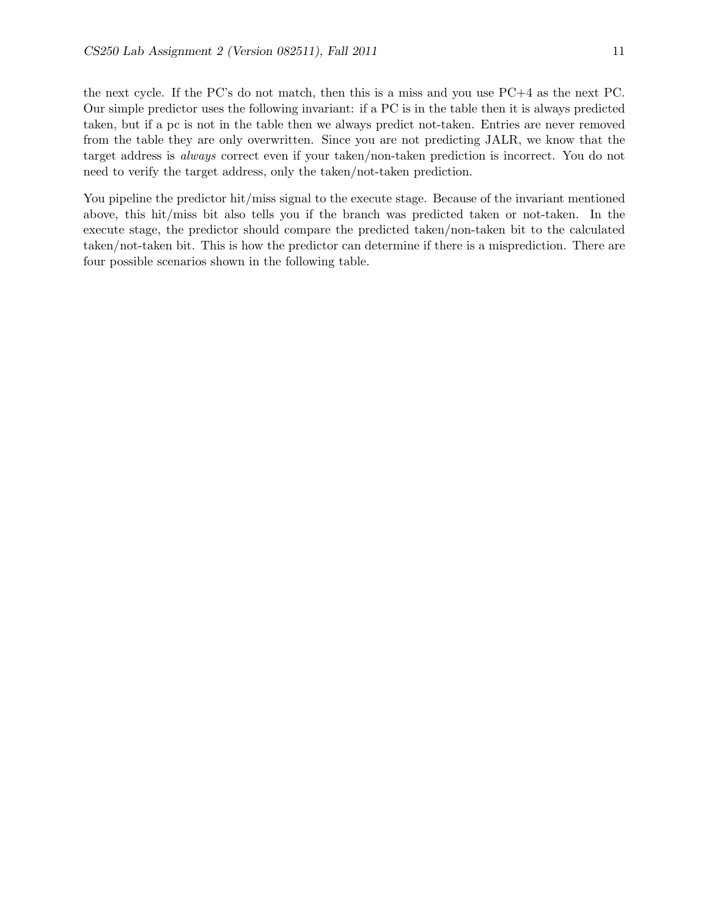the next cycle. If the PC's do not match, then this is a miss and you use PC+4 as the next PC. Our simple predictor uses the following invariant: if a PC is in the table then it is always predicted taken, but if a pc is not in the table then we always predict not-taken. Entries are never removed from the table they are only overwritten. Since you are not predicting JALR, we know that the target address is *always* correct even if your taken/non-taken prediction is incorrect. You do not need to verify the target address, only the taken/not-taken prediction.

You pipeline the predictor hit/miss signal to the execute stage. Because of the invariant mentioned above, this hit/miss bit also tells you if the branch was predicted taken or not-taken. In the execute stage, the predictor should compare the predicted taken/non-taken bit to the calculated taken/not-taken bit. This is how the predictor can determine if there is a misprediction. There are four possible scenarios shown in the following table.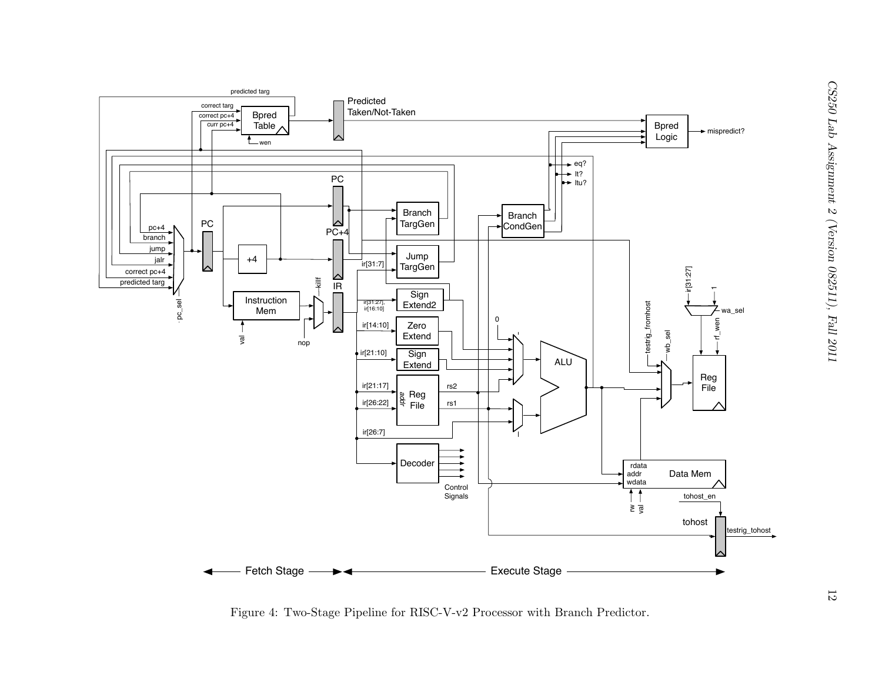Figure 4: Two-Stage Pipeline for RISC-V-v2 Processor with Branch Predictor.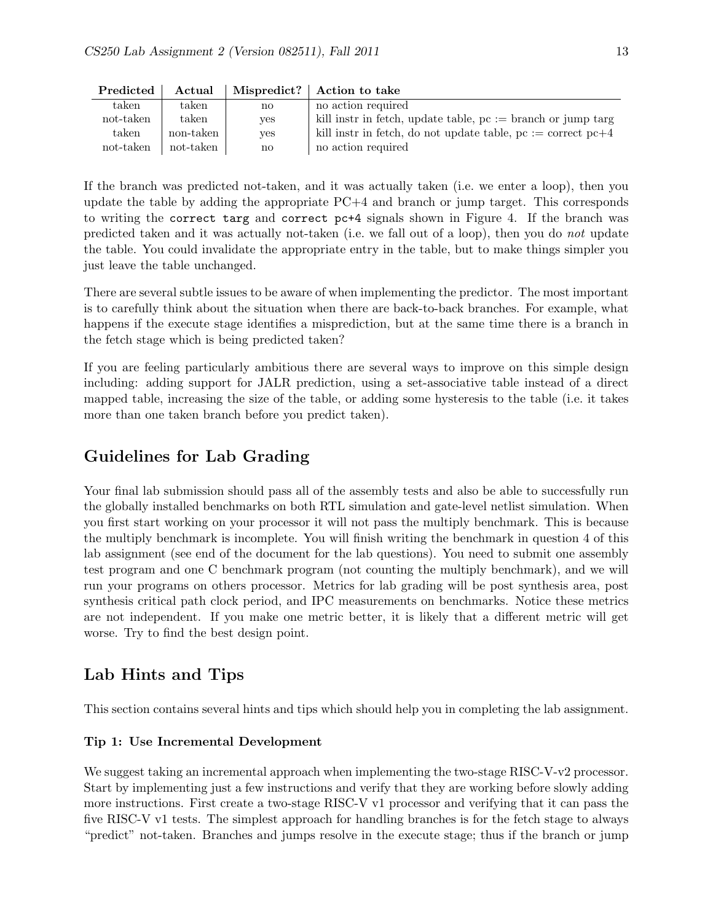| Predicted | Actual | Mispredict? | Action to take |
|---|---|---|---|
| taken | taken | no | no action required |
| not-taken | taken | yes | kill instr in fetch, update table, pc := branch or jump targ |
| taken | non-taken | yes | kill instr in fetch, do not update table, pc := correct pc+4 |
| not-taken | not-taken | no | no action required |

If the branch was predicted not-taken, and it was actually taken (i.e. we enter a loop), then you update the table by adding the appropriate PC+4 and branch or jump target. This corresponds to writing the `correct targ` and `correct pc+4` signals shown in Figure 4. If the branch was predicted taken and it was actually not-taken (i.e. we fall out of a loop), then you do *not* update the table. You could invalidate the appropriate entry in the table, but to make things simpler you just leave the table unchanged.

There are several subtle issues to be aware of when implementing the predictor. The most important is to carefully think about the situation when there are back-to-back branches. For example, what happens if the execute stage identifies a misprediction, but at the same time there is a branch in the fetch stage which is being predicted taken?

If you are feeling particularly ambitious there are several ways to improve on this simple design including: adding support for JALR prediction, using a set-associative table instead of a direct mapped table, increasing the size of the table, or adding some hysteresis to the table (i.e. it takes more than one taken branch before you predict taken).

## Guidelines for Lab Grading

Your final lab submission should pass all of the assembly tests and also be able to successfully run the globally installed benchmarks on both RTL simulation and gate-level netlist simulation. When you first start working on your processor it will not pass the multiply benchmark. This is because the multiply benchmark is incomplete. You will finish writing the benchmark in question 4 of this lab assignment (see end of the document for the lab questions). You need to submit one assembly test program and one C benchmark program (not counting the multiply benchmark), and we will run your programs on others processor. Metrics for lab grading will be post synthesis area, post synthesis critical path clock period, and IPC measurements on benchmarks. Notice these metrics are not independent. If you make one metric better, it is likely that a different metric will get worse. Try to find the best design point.

## Lab Hints and Tips

This section contains several hints and tips which should help you in completing the lab assignment.

### Tip 1: Use Incremental Development

We suggest taking an incremental approach when implementing the two-stage RISC-V-v2 processor. Start by implementing just a few instructions and verify that they are working before slowly adding more instructions. First create a two-stage RISC-V v1 processor and verifying that it can pass the five RISC-V v1 tests. The simplest approach for handling branches is for the fetch stage to always "predict" not-taken. Branches and jumps resolve in the execute stage; thus if the branch or jump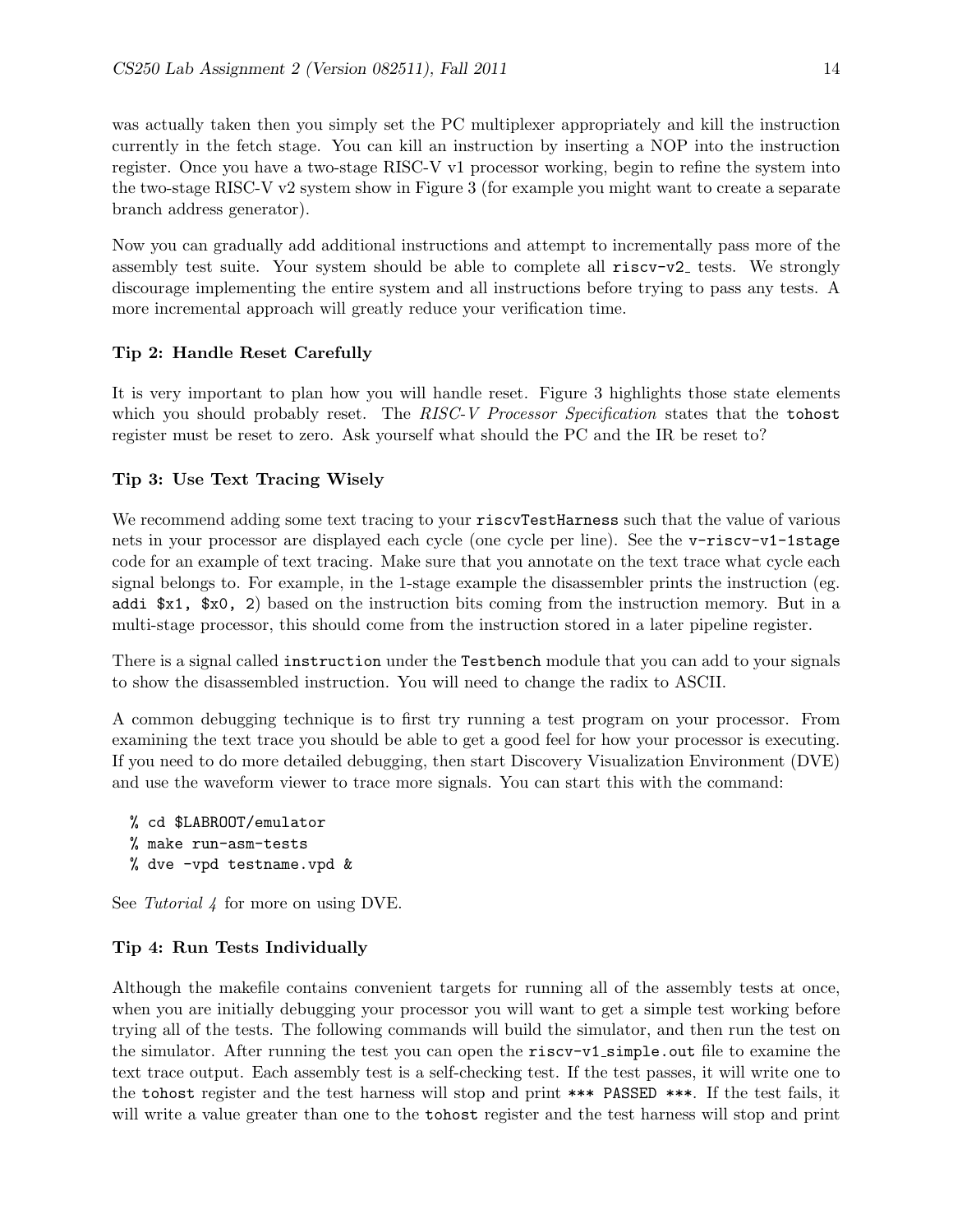was actually taken then you simply set the PC multiplexer appropriately and kill the instruction currently in the fetch stage. You can kill an instruction by inserting a NOP into the instruction register. Once you have a two-stage RISC-V v1 processor working, begin to refine the system into the two-stage RISC-V v2 system show in Figure 3 (for example you might want to create a separate branch address generator).

Now you can gradually add additional instructions and attempt to incrementally pass more of the assembly test suite. Your system should be able to complete all `riscv-v2_` tests. We strongly discourage implementing the entire system and all instructions before trying to pass any tests. A more incremental approach will greatly reduce your verification time.

### Tip 2: Handle Reset Carefully

It is very important to plan how you will handle reset. Figure 3 highlights those state elements which you should probably reset. The *RISC-V Processor Specification* states that the `tohost` register must be reset to zero. Ask yourself what should the PC and the IR be reset to?

### Tip 3: Use Text Tracing Wisely

We recommend adding some text tracing to your `riscvTestHarness` such that the value of various nets in your processor are displayed each cycle (one cycle per line). See the `v-riscv-v1-1stage` code for an example of text tracing. Make sure that you annotate on the text trace what cycle each signal belongs to. For example, in the 1-stage example the disassembler prints the instruction (eg. `addi $x1, $x0, 2`) based on the instruction bits coming from the instruction memory. But in a multi-stage processor, this should come from the instruction stored in a later pipeline register.

There is a signal called `instruction` under the `Testbench` module that you can add to your signals to show the disassembled instruction. You will need to change the radix to ASCII.

A common debugging technique is to first try running a test program on your processor. From examining the text trace you should be able to get a good feel for how your processor is executing. If you need to do more detailed debugging, then start Discovery Visualization Environment (DVE) and use the waveform viewer to trace more signals. You can start this with the command:

```
% cd $LABROOT/emulator
% make run-asm-tests
% dve -vpd testname.vpd &
```

See *Tutorial 4* for more on using DVE.

### Tip 4: Run Tests Individually

Although the makefile contains convenient targets for running all of the assembly tests at once, when you are initially debugging your processor you will want to get a simple test working before trying all of the tests. The following commands will build the simulator, and then run the test on the simulator. After running the test you can open the `riscv-v1_simple.out` file to examine the text trace output. Each assembly test is a self-checking test. If the test passes, it will write one to the `tohost` register and the test harness will stop and print `*** PASSED ***`. If the test fails, it will write a value greater than one to the `tohost` register and the test harness will stop and print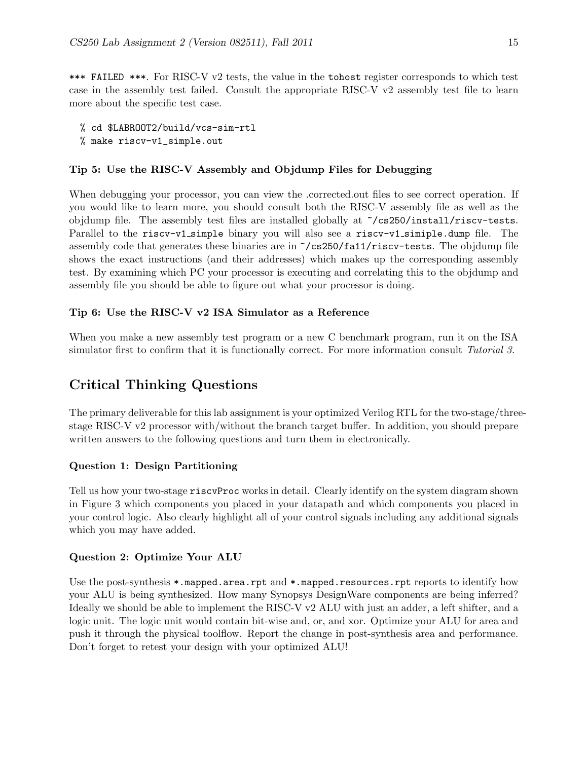*** FAILED ***. For RISC-V v2 tests, the value in the tohost register corresponds to which test case in the assembly test failed. Consult the appropriate RISC-V v2 assembly test file to learn more about the specific test case.

```
% cd $LABROOT2/build/vcs-sim-rtl
% make riscv-v1_simple.out
```

#### Tip 5: Use the RISC-V Assembly and Objdump Files for Debugging

When debugging your processor, you can view the .corrected.out files to see correct operation. If you would like to learn more, you should consult both the RISC-V assembly file as well as the objdump file. The assembly test files are installed globally at `~/cs250/install/riscv-tests`. Parallel to the `riscv-v1_simple` binary you will also see a `riscv-v1_simiple.dump` file. The assembly code that generates these binaries are in `~/cs250/fa11/riscv-tests`. The objdump file shows the exact instructions (and their addresses) which makes up the corresponding assembly test. By examining which PC your processor is executing and correlating this to the objdump and assembly file you should be able to figure out what your processor is doing.

#### Tip 6: Use the RISC-V v2 ISA Simulator as a Reference

When you make a new assembly test program or a new C benchmark program, run it on the ISA simulator first to confirm that it is functionally correct. For more information consult *Tutorial 3*.

## Critical Thinking Questions

The primary deliverable for this lab assignment is your optimized Verilog RTL for the two-stage/three-stage RISC-V v2 processor with/without the branch target buffer. In addition, you should prepare written answers to the following questions and turn them in electronically.

#### Question 1: Design Partitioning

Tell us how your two-stage `riscvProc` works in detail. Clearly identify on the system diagram shown in Figure 3 which components you placed in your datapath and which components you placed in your control logic. Also clearly highlight all of your control signals including any additional signals which you may have added.

#### Question 2: Optimize Your ALU

Use the post-synthesis `*.mapped.area.rpt` and `*.mapped.resources.rpt` reports to identify how your ALU is being synthesized. How many Synopsys DesignWare components are being inferred? Ideally we should be able to implement the RISC-V v2 ALU with just an adder, a left shifter, and a logic unit. The logic unit would contain bit-wise and, or, and xor. Optimize your ALU for area and push it through the physical toolflow. Report the change in post-synthesis area and performance. Don't forget to retest your design with your optimized ALU!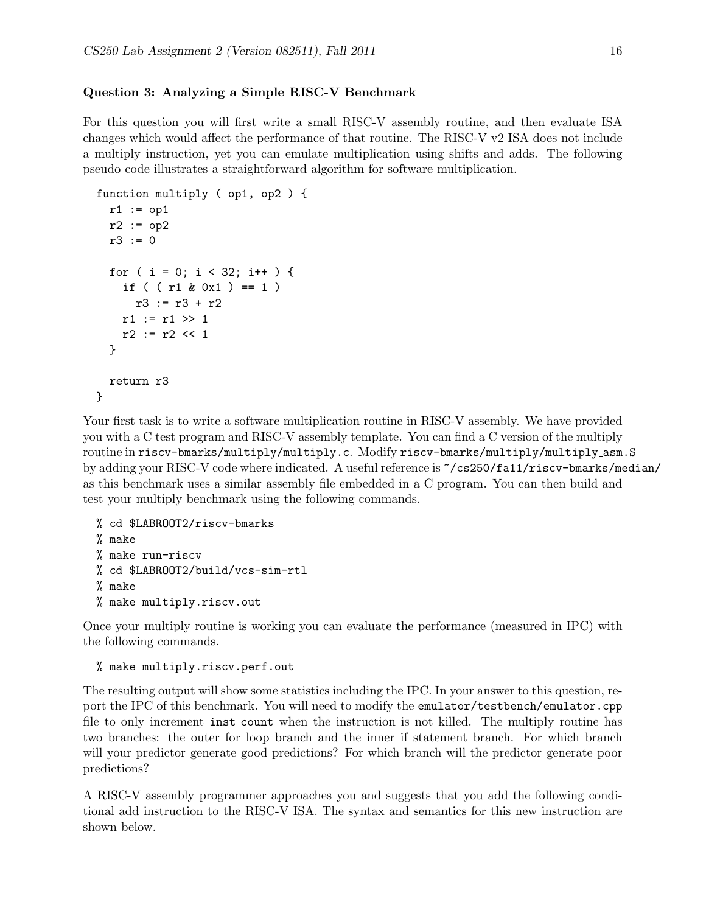### Question 3: Analyzing a Simple RISC-V Benchmark

For this question you will first write a small RISC-V assembly routine, and then evaluate ISA changes which would affect the performance of that routine. The RISC-V v2 ISA does not include a multiply instruction, yet you can emulate multiplication using shifts and adds. The following pseudo code illustrates a straightforward algorithm for software multiplication.

```
function multiply ( op1, op2 ) {
  r1 := op1
  r2 := op2
  r3 := 0

  for ( i = 0; i < 32; i++ ) {
    if ( ( r1 & 0x1 ) == 1 )
      r3 := r3 + r2
    r1 := r1 >> 1
    r2 := r2 << 1
  }

  return r3
}
```

Your first task is to write a software multiplication routine in RISC-V assembly. We have provided you with a C test program and RISC-V assembly template. You can find a C version of the multiply routine in `riscv-bmarks/multiply/multiply.c`. Modify `riscv-bmarks/multiply/multiply_asm.S` by adding your RISC-V code where indicated. A useful reference is `~/cs250/fa11/riscv-bmarks/median/` as this benchmark uses a similar assembly file embedded in a C program. You can then build and test your multiply benchmark using the following commands.

```
% cd $LABROOT2/riscv-bmarks
% make
% make run-riscv
% cd $LABROOT2/build/vcs-sim-rtl
% make
% make multiply.riscv.out
```

Once your multiply routine is working you can evaluate the performance (measured in IPC) with the following commands.

```
% make multiply.riscv.perf.out
```

The resulting output will show some statistics including the IPC. In your answer to this question, report the IPC of this benchmark. You will need to modify the `emulator/testbench/emulator.cpp` file to only increment `inst_count` when the instruction is not killed. The multiply routine has two branches: the outer for loop branch and the inner if statement branch. For which branch will your predictor generate good predictions? For which branch will the predictor generate poor predictions?

A RISC-V assembly programmer approaches you and suggests that you add the following conditional add instruction to the RISC-V ISA. The syntax and semantics for this new instruction are shown below.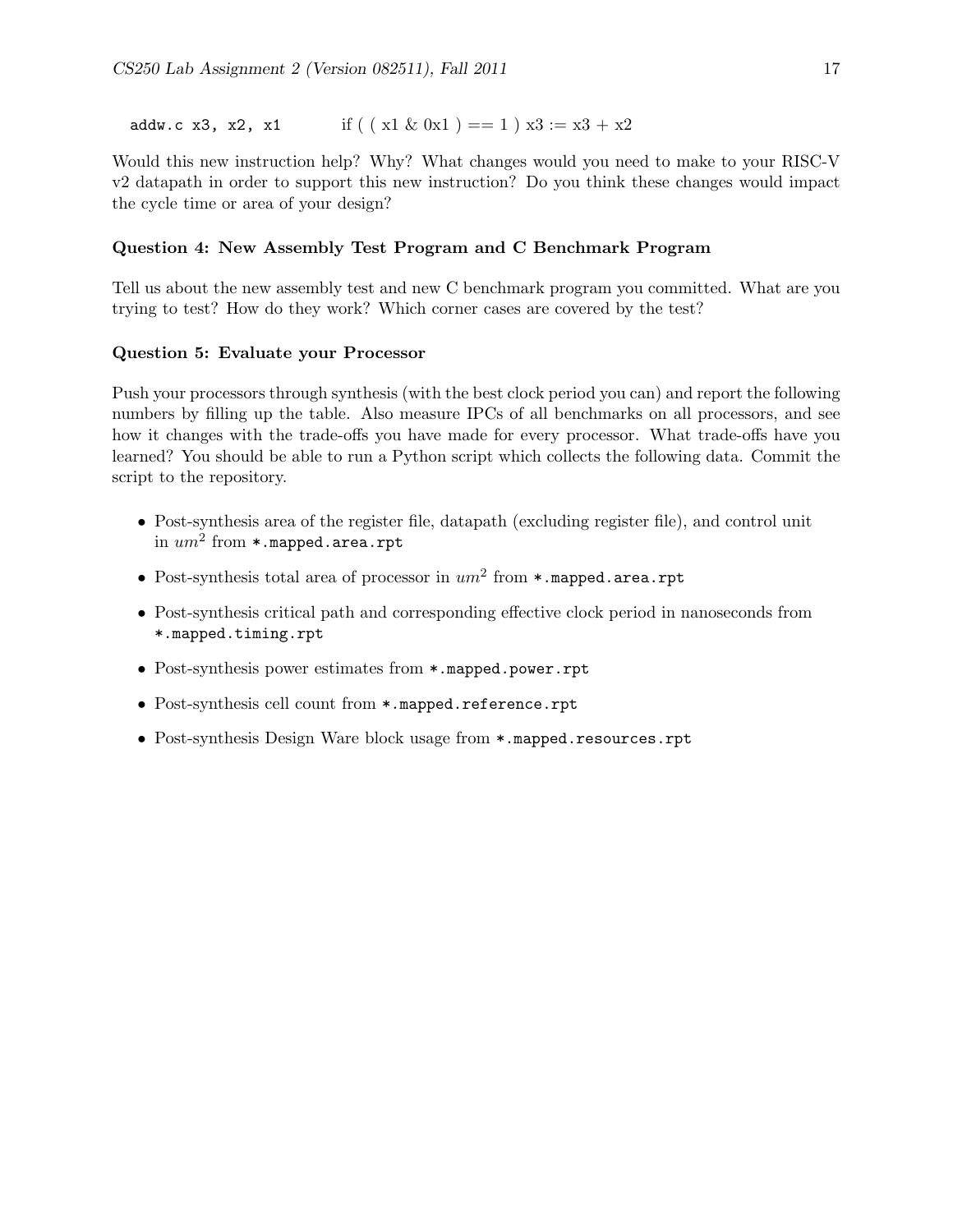```
addw.c x3, x2, x1        if ( ( x1 & 0x1 ) == 1 ) x3 := x3 + x2
```

Would this new instruction help? Why? What changes would you need to make to your RISC-V v2 datapath in order to support this new instruction? Do you think these changes would impact the cycle time or area of your design?

**Question 4: New Assembly Test Program and C Benchmark Program**

Tell us about the new assembly test and new C benchmark program you committed. What are you trying to test? How do they work? Which corner cases are covered by the test?

**Question 5: Evaluate your Processor**

Push your processors through synthesis (with the best clock period you can) and report the following numbers by filling up the table. Also measure IPCs of all benchmarks on all processors, and see how it changes with the trade-offs you have made for every processor. What trade-offs have you learned? You should be able to run a Python script which collects the following data. Commit the script to the repository.

- Post-synthesis area of the register file, datapath (excluding register file), and control unit in $um^2$ from `*.mapped.area.rpt`
- Post-synthesis total area of processor in $um^2$ from `*.mapped.area.rpt`
- Post-synthesis critical path and corresponding effective clock period in nanoseconds from `*.mapped.timing.rpt`
- Post-synthesis power estimates from `*.mapped.power.rpt`
- Post-synthesis cell count from `*.mapped.reference.rpt`
- Post-synthesis Design Ware block usage from `*.mapped.resources.rpt`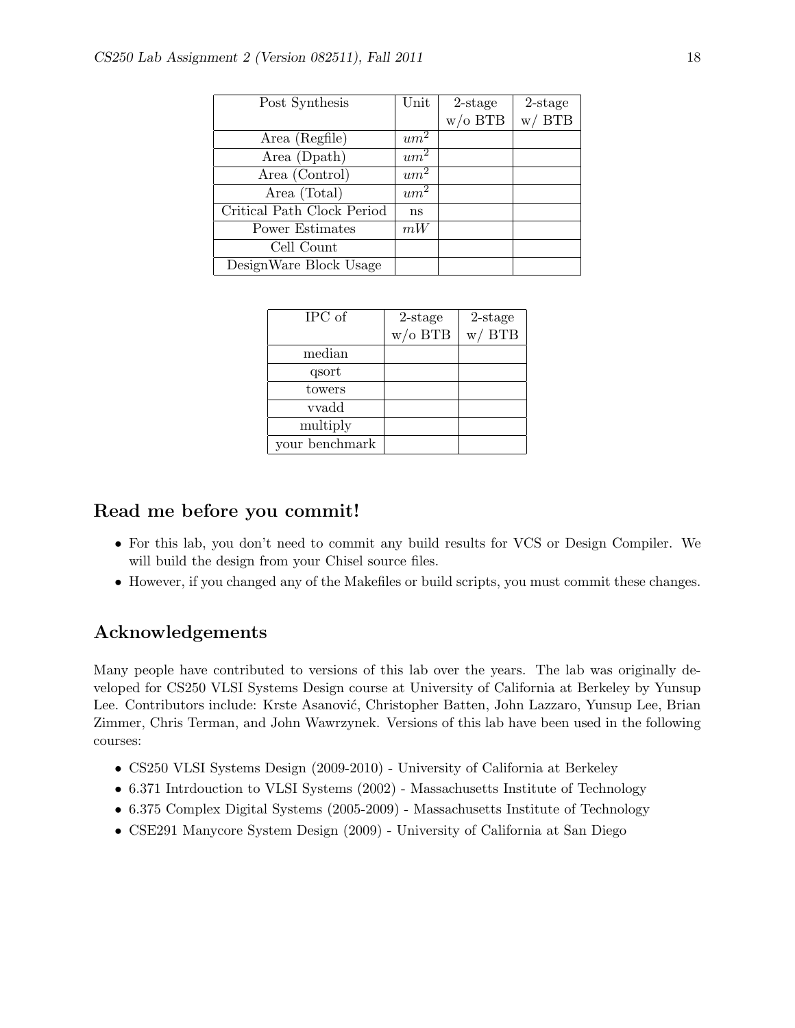| Post Synthesis | Unit | 2-stage w/o BTB | 2-stage w/ BTB |
|---|---|---|---|
| Area (Regfile) | $um^2$ | | |
| Area (Dpath) | $um^2$ | | |
| Area (Control) | $um^2$ | | |
| Area (Total) | $um^2$ | | |
| Critical Path Clock Period | ns | | |
| Power Estimates | $mW$ | | |
| Cell Count | | | |
| DesignWare Block Usage | | | |

| IPC of | 2-stage w/o BTB | 2-stage w/ BTB |
|---|---|---|
| median | | |
| qsort | | |
| towers | | |
| vvadd | | |
| multiply | | |
| your benchmark | | |

## Read me before you commit!

- For this lab, you don't need to commit any build results for VCS or Design Compiler. We will build the design from your Chisel source files.
- However, if you changed any of the Makefiles or build scripts, you must commit these changes.

## Acknowledgements

Many people have contributed to versions of this lab over the years. The lab was originally developed for CS250 VLSI Systems Design course at University of California at Berkeley by Yunsup Lee. Contributors include: Krste Asanović, Christopher Batten, John Lazzaro, Yunsup Lee, Brian Zimmer, Chris Terman, and John Wawrzynek. Versions of this lab have been used in the following courses:

- CS250 VLSI Systems Design (2009-2010) - University of California at Berkeley
- 6.371 Intrdouction to VLSI Systems (2002) - Massachusetts Institute of Technology
- 6.375 Complex Digital Systems (2005-2009) - Massachusetts Institute of Technology
- CSE291 Manycore System Design (2009) - University of California at San Diego